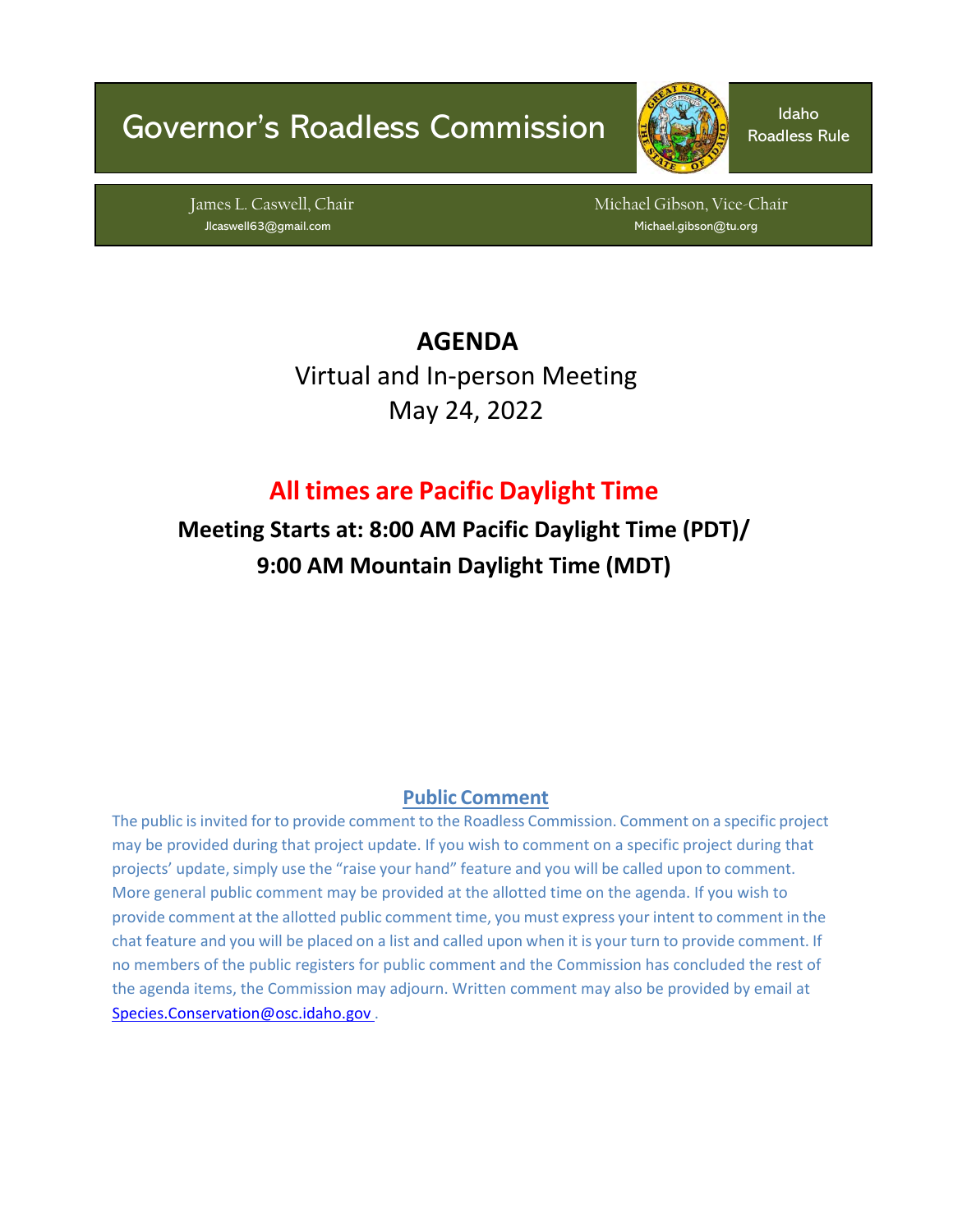# Governor's Roadless Commission

Idaho Roadless Rule

James L. Caswell, Chair
Jlcaswell63@gmail.com

Michael Gibson, Vice-Chair
Michael.gibson@tu.org

## AGENDA

Virtual and In-person Meeting
May 24, 2022

## All times are Pacific Daylight Time

**Meeting Starts at: 8:00 AM Pacific Daylight Time (PDT)/ 9:00 AM Mountain Daylight Time (MDT)**

### Public Comment

The public is invited for to provide comment to the Roadless Commission. Comment on a specific project may be provided during that project update. If you wish to comment on a specific project during that projects' update, simply use the "raise your hand" feature and you will be called upon to comment. More general public comment may be provided at the allotted time on the agenda. If you wish to provide comment at the allotted public comment time, you must express your intent to comment in the chat feature and you will be placed on a list and called upon when it is your turn to provide comment. If no members of the public registers for public comment and the Commission has concluded the rest of the agenda items, the Commission may adjourn. Written comment may also be provided by email at Species.Conservation@osc.idaho.gov .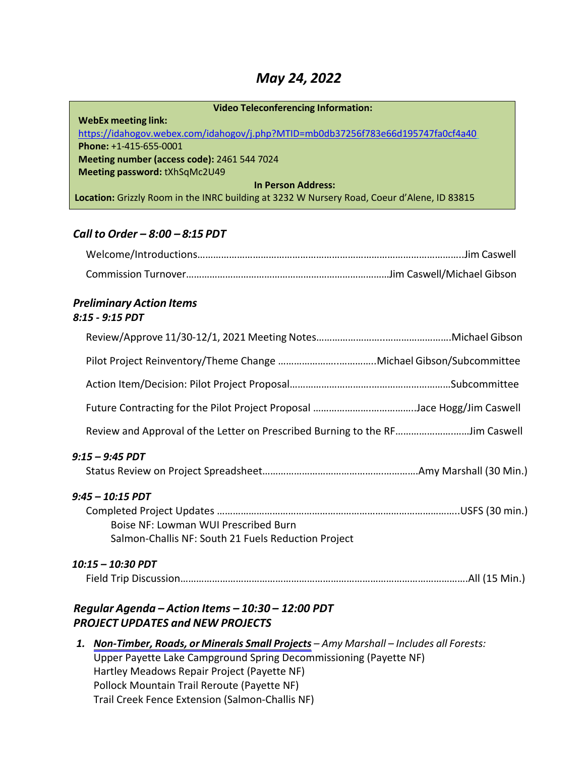# *May 24, 2022*

**Video Teleconferencing Information:**

**WebEx meeting link:** https://idahogov.webex.com/idahogov/j.php?MTID=mb0db37256f783e66d195747fa0cf4a40
**Phone:** +1-415-655-0001
**Meeting number (access code):** 2461 544 7024
**Meeting password:** tXhSqMc2U49

**In Person Address:**

**Location:** Grizzly Room in the INRC building at 3232 W Nursery Road, Coeur d'Alene, ID 83815

## *Call to Order – 8:00 – 8:15 PDT*

Welcome/Introductions……………………………………………………………………………………….Jim Caswell

Commission Turnover………………………………………………………………….Jim Caswell/Michael Gibson

## *Preliminary Action Items*

### *8:15 - 9:15 PDT*

Review/Approve 11/30-12/1, 2021 Meeting Notes……………………..……………………….Michael Gibson

Pilot Project Reinventory/Theme Change ………………….…………..Michael Gibson/Subcommittee

Action Item/Decision: Pilot Project Proposal……………………..……………………………Subcommittee

Future Contracting for the Pilot Project Proposal ………………….…………….Jace Hogg/Jim Caswell

Review and Approval of the Letter on Prescribed Burning to the RF……………….………Jim Caswell

### *9:15 – 9:45 PDT*

Status Review on Project Spreadsheet………………………………………….……….Amy Marshall (30 Min.)

### *9:45 – 10:15 PDT*

Completed Project Updates ……………………………………………………………………………..USFS (30 min.)

- Boise NF: Lowman WUI Prescribed Burn
- Salmon-Challis NF: South 21 Fuels Reduction Project

### *10:15 – 10:30 PDT*

Field Trip Discussion……………………………………………………………………………………………….All (15 Min.)

## *Regular Agenda – Action Items – 10:30 – 12:00 PDT*
## *PROJECT UPDATES and NEW PROJECTS*

1. ***Non-Timber, Roads, or Minerals Small Projects*** *– Amy Marshall – Includes all Forests:*
   Upper Payette Lake Campground Spring Decommissioning (Payette NF)
   Hartley Meadows Repair Project (Payette NF)
   Pollock Mountain Trail Reroute (Payette NF)
   Trail Creek Fence Extension (Salmon-Challis NF)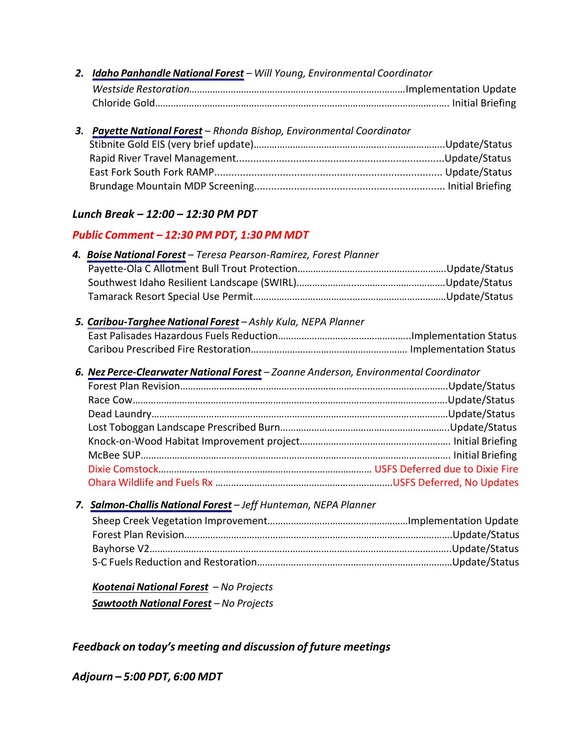2. ***Idaho Panhandle National Forest** – Will Young, Environmental Coordinator*

   *Westside Restoration*……………………………………………………………………Implementation Update
   Chloride Gold………………………………………………………………………………………… Initial Briefing

3. ***Payette National Forest** – Rhonda Bishop, Environmental Coordinator*

   Stibnite Gold EIS (very brief update)…………………………………………………………..Update/Status
   Rapid River Travel Management..........................................................................Update/Status
   East Fork South Fork RAMP................................................................................. Update/Status
   Brundage Mountain MDP Screening..................................................................... Initial Briefing

***Lunch Break – 12:00 – 12:30 PM PDT***

***Public Comment – 12:30 PM PDT, 1:30 PM MDT***

4. ***Boise National Forest** – Teresa Pearson-Ramirez, Forest Planner*

   Payette-Ola C Allotment Bull Trout Protection…………………………………………………Update/Status
   Southwest Idaho Resilient Landscape (SWIRL)…………………………………………………Update/Status
   Tamarack Resort Special Use Permit……………………………………………………………Update/Status

5. ***Caribou-Targhee National Forest** – Ashly Kula, NEPA Planner*

   East Palisades Hazardous Fuels Reduction…………………………………………….Implementation Status
   Caribou Prescribed Fire Restoration…………………………………………………… Implementation Status

6. ***Nez Perce-Clearwater National Forest** – Zoanne Anderson, Environmental Coordinator*

   Forest Plan Revision……………………………………………………………………………………Update/Status
   Race Cow…………………………………………………………………………………………………Update/Status
   Dead Laundry……………………………………………………………………………………………Update/Status
   Lost Toboggan Landscape Prescribed Burn……………………………………………………Update/Status
   Knock-on-Wood Habitat Improvement project………………………………………………. Initial Briefing
   McBee SUP……………………………………………………………………………………………. Initial Briefing
   Dixie Comstock……………………………………………………………………… USFS Deferred due to Dixie Fire
   Ohara Wildlife and Fuels Rx ………………………………………………………USFS Deferred, No Updates

7. ***Salmon-Challis National Forest** – Jeff Hunteman, NEPA Planner*

   Sheep Creek Vegetation Improvement………………………………………………Implementation Update
   Forest Plan Revision……………………………………………………………………………………Update/Status
   Bayhorse V2……………………………………………………………………………………………..Update/Status
   S-C Fuels Reduction and Restoration…………………………………………………………Update/Status

   ***Kootenai National Forest** – No Projects*
   ***Sawtooth National Forest** – No Projects*

***Feedback on today's meeting and discussion of future meetings***

***Adjourn – 5:00 PDT, 6:00 MDT***